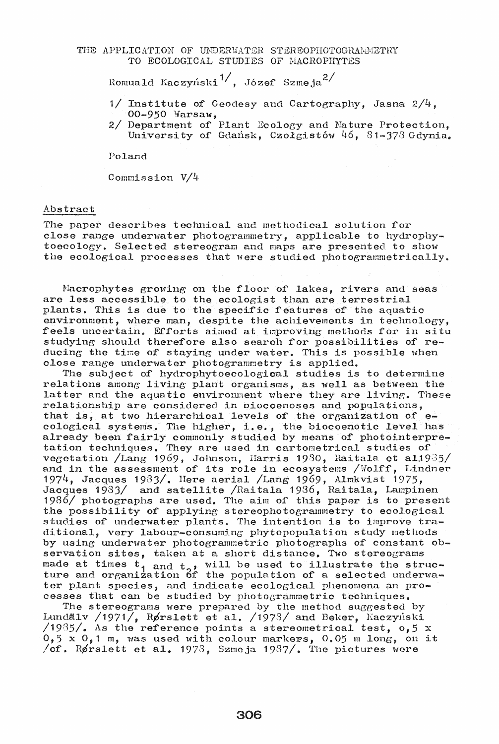# THE APPLICATION OF UNDERWATER STEREOPHOTOGRAMMETRY TO ECOLOGICAL STUDIES OF MACROPHYTES

Romuald Kaczyński[1], Józef Szmeja[2]

1/ Institute of Geodesy and Cartography, Jasna 2/4, 00-950 Warsaw,
2/ Department of Plant Ecology and Nature Protection, University of Gdańsk, Czołgistów 46, 81-378 Gdynia.

Poland

Commission V/4

## Abstract

The paper describes technical and methodical solution for close range underwater photogrammetry, applicable to hydrophytoecology. Selected stereogram and maps are presented to show the ecological processes that were studied photogrammetrically.

Macrophytes growing on the floor of lakes, rivers and seas are less accessible to the ecologist than are terrestrial plants. This is due to the specific features of the aquatic environment, where man, despite the achievements in technology, feels uncertain. Efforts aimed at improving methods for in situ studying should therefore also search for possibilities of reducing the time of staying under water. This is possible when close range underwater photogrammetry is applied.

The subject of hydrophytoecological studies is to determine relations among living plant organisms, as well as between the latter and the aquatic environment where they are living. These relationship are considered in biocoenoses and populations, that is, at two hierarchical levels of the organization of ecological systems. The higher, i.e., the biocoenotic level has already been fairly commonly studied by means of photointerpretation techniques. They are used in cartometrical studies of vegetation /Lang 1969, Johnson, Harris 1980, Raitala et al.1985/ and in the assessment of its role in ecosystems /Wolff, Lindner 1974, Jacques 1983/. Here aerial /Lang 1969, Almkvist 1975, Jacques 1983/ and satellite /Raitala 1986, Raitala, Lampinen 1986/ photographs are used. The aim of this paper is to present the possibility of applying stereophotogrammetry to ecological studies of underwater plants. The intention is to improve traditional, very labour-consuming phytopopulation study methods by using underwater photogrammetric photographs of constant observation sites, taken at a short distance. Two stereograms made at times $t_1$ and $t_2$, will be used to illustrate the structure and organization of the population of a selected underwater plant species, and indicate ecological phenomena an processes that can be studied by photogrammetric techniques.

The stereograms were prepared by the method suggested by Lundälv /1971/, Rørslett et al. /1978/ and Beker, Kaczyński /1985/. As the reference points a stereometrical test, o,5 x 0,5 x 0,1 m, was used with colour markers, 0.05 m long, on it /cf. Rørslett et al. 1978, Szmeja 1987/. The pictures were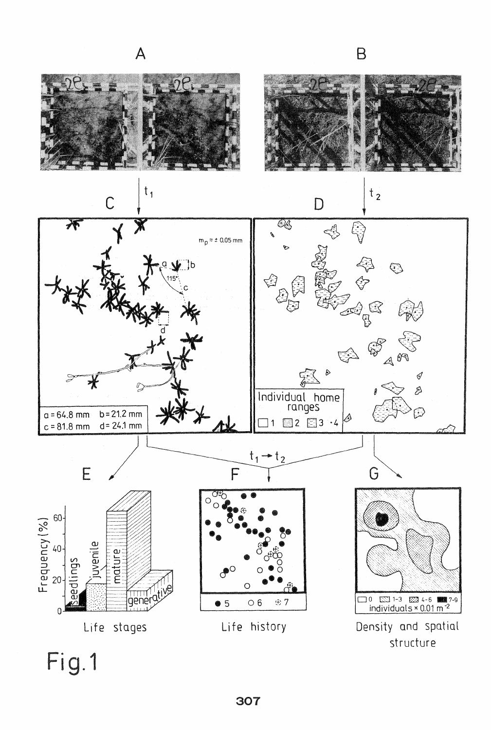Fig.1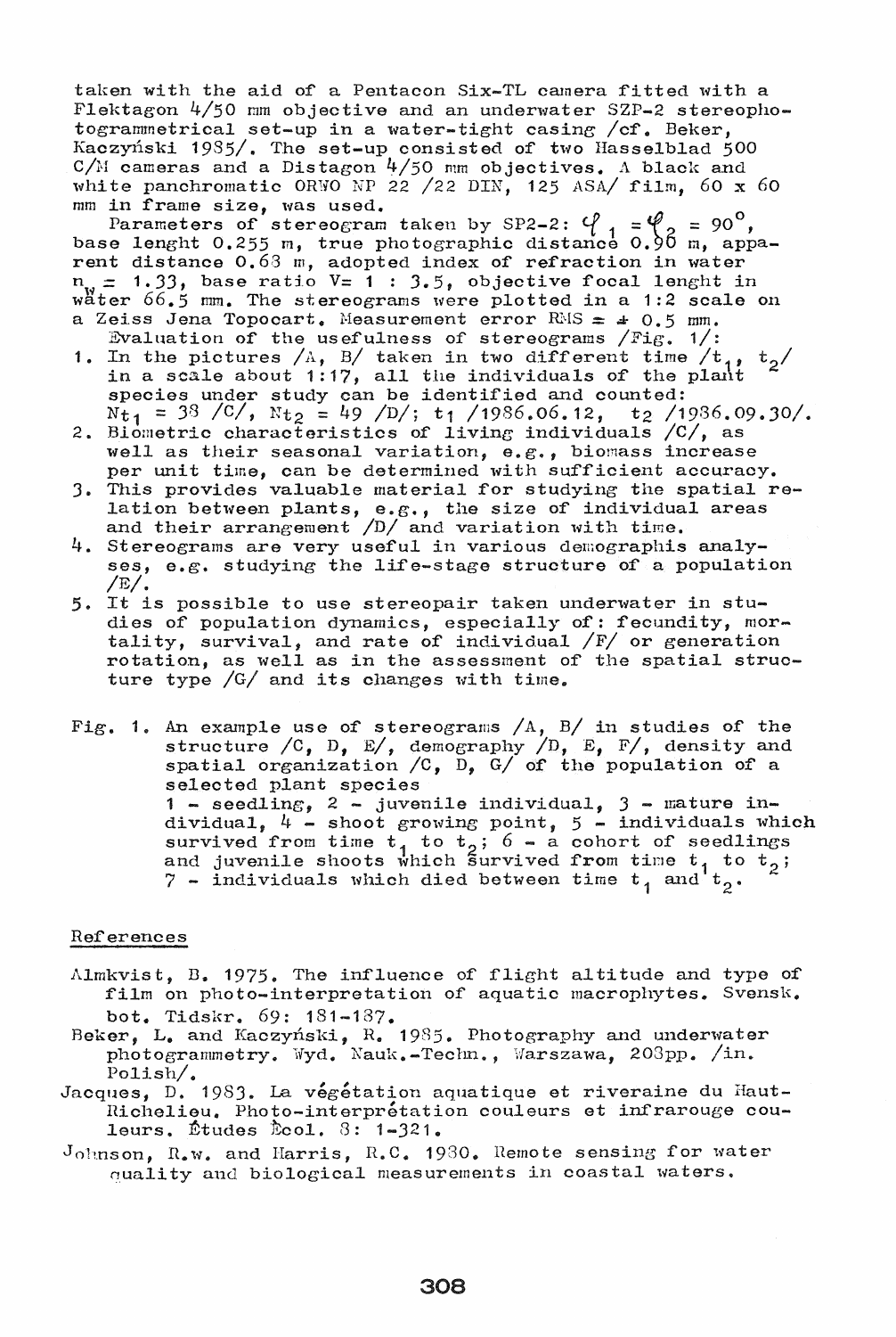taken with the aid of a Pentacon Six-TL camera fitted with a Flektagon 4/50 mm objective and an underwater SZP-2 stereophotogrammetrical set-up in a water-tight casing /cf. Beker, Kaczyński 1985/. The set-up consisted of two Hasselblad 500 C/M cameras and a Distagon 4/50 mm objectives. A black and white panchromatic ORWO NP 22 /22 DIN, 125 ASA/ film, 60 x 60 mm in frame size, was used.

Parameters of stereogram taken by SP2-2: $\varphi_1 = \varphi_2 = 90^\circ$, base lenght 0.255 m, true photographic distance 0.90 m, apparent distance 0.68 m, adopted index of refraction in water $n_w = 1.33$, base ratio V= 1 : 3.5, objective focal lenght in water 66.5 mm. The stereograms were plotted in a 1:2 scale on a Zeiss Jena Topocart. Measurement error RMS = ± 0.5 mm.

Evaluation of the usefulness of stereograms /Fig. 1/:

1. In the pictures /A, B/ taken in two different time /$t_1$, $t_2$/ in a scale about 1:17, all the individuals of the plant species under study can be identified and counted: $N_{t_1}$ = 38 /C/, $N_{t_2}$ = 49 /D/; $t_1$ /1986.06.12, $t_2$ /1986.09.30/.
2. Biometric characteristics of living individuals /C/, as well as their seasonal variation, e.g., biomass increase per unit time, can be determined with sufficient accuracy.
3. This provides valuable material for studying the spatial relation between plants, e.g., the size of individual areas and their arrangement /D/ and variation with time.
4. Stereograms are very useful in various demographis analyses, e.g. studying the life-stage structure of a population /E/.
5. It is possible to use stereopair taken underwater in studies of population dynamics, especially of: fecundity, mortality, survival, and rate of individual /F/ or generation rotation, as well as in the assessment of the spatial structure type /G/ and its changes with time.

Fig. 1. An example use of stereograms /A, B/ in studies of the structure /C, D, E/, demography /D, E, F/, density and spatial organization /C, D, G/ of the population of a selected plant species
1 - seedling, 2 - juvenile individual, 3 - mature individual, 4 - shoot growing point, 5 - individuals which survived from time $t_1$ to $t_2$; 6 - a cohort of seedlings and juvenile shoots which survived from time $t_1$ to $t_2$; 7 - individuals which died between time $t_1$ and $t_2$.

## References

Almkvist, B. 1975. The influence of flight altitude and type of film on photo-interpretation of aquatic macrophytes. Svensk. bot. Tidskr. 69: 181-187.

Beker, L. and Kaczyński, R. 1985. Photography and underwater photogrammetry. Wyd. Nauk.-Techn., Warszawa, 208pp. /in. Polish/.

Jacques, D. 1983. La végétation aquatique et riveraine du Haut-Richelieu. Photo-interprétation couleurs et infrarouge couleurs. Études Écol. 8: 1-321.

Johnson, R.W. and Harris, R.C. 1980. Remote sensing for water quality and biological measurements in coastal waters.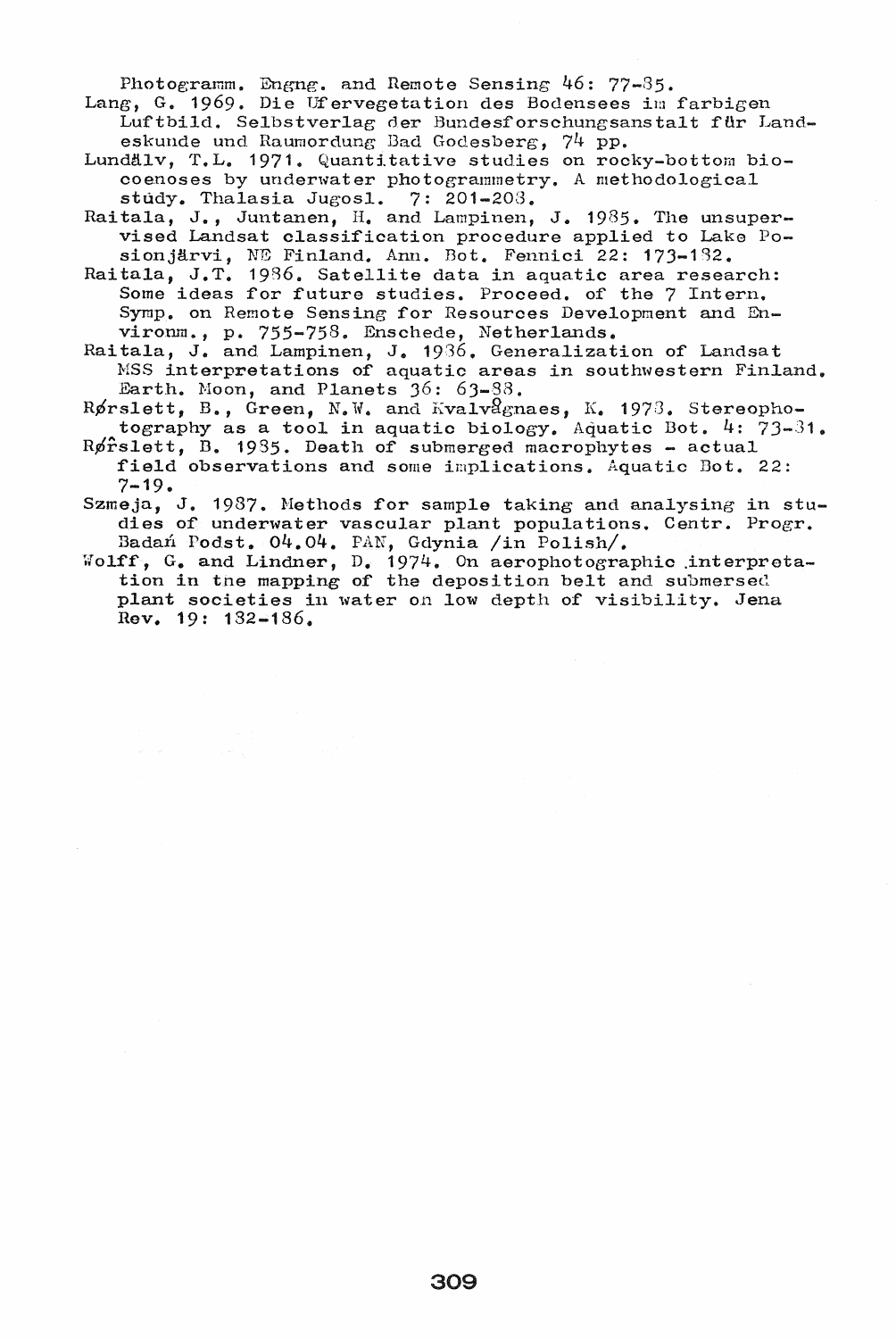Photogramm. Engng. and Remote Sensing 46: 77-85.

Lang, G. 1969. Die Ufervegetation des Bodensees im farbigen Luftbild. Selbstverlag der Bundesforschungsanstalt für Landeskunde und Raumordnung Bad Godesberg, 74 pp.

Lundälv, T.L. 1971. Quantitative studies on rocky-bottom biocoenoses by underwater photogrammetry. A methodological study. Thalasia Jugosl. 7: 201-208.

Raitala, J., Juntanen, H. and Lampinen, J. 1985. The unsupervised Landsat classification procedure applied to Lake Posionjärvi, NE Finland. Ann. Bot. Fennici 22: 173-182.

Raitala, J.T. 1986. Satellite data in aquatic area research: Some ideas for future studies. Proceed. of the 7 Intern. Symp. on Remote Sensing for Resources Development and Environm., p. 755-758. Enschede, Netherlands.

Raitala, J. and Lampinen, J. 1986. Generalization of Landsat MSS interpretations of aquatic areas in southwestern Finland. Earth. Moon, and Planets 36: 63-88.

Rørslett, B., Green, N.W. and Kvalvågnaes, K. 1978. Stereophotography as a tool in aquatic biology. Aquatic Bot. 4: 73-81.

Rørslett, B. 1985. Death of submerged macrophytes - actual field observations and some implications. Aquatic Bot. 22: 7-19.

Szmeja, J. 1987. Methods for sample taking and analysing in studies of underwater vascular plant populations. Centr. Progr. Badań Podst. 04.04. PAN, Gdynia /in Polish/.

Wolff, G. and Lindner, D. 1974. On aerophotographic interpretation in the mapping of the deposition belt and submersed plant societies in water on low depth of visibility. Jena Rev. 19: 182-186.